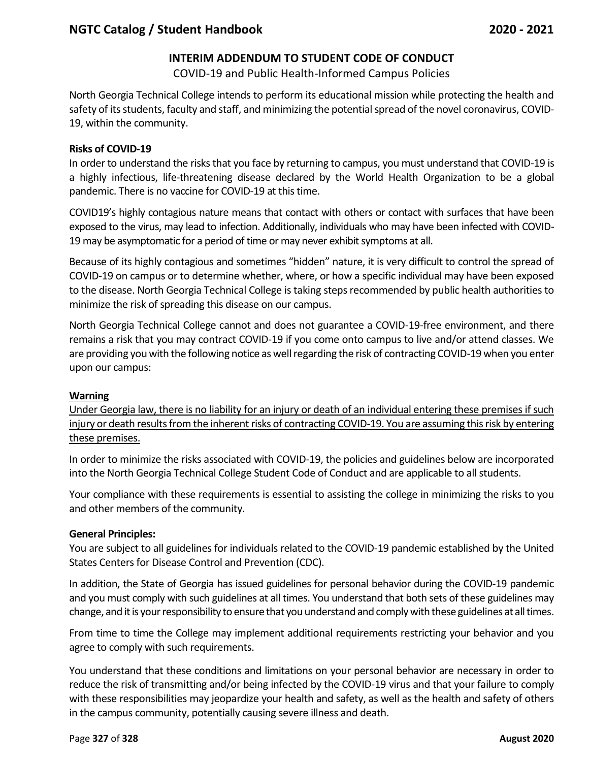## INTERIM ADDENDUM TO STUDENT CODE OF CONDUCT

COVID-19 and Public Health-Informed Campus Policies

North Georgia Technical College intends to perform its educational mission while protecting the health and safety of its students, faculty and staff, and minimizing the potential spread of the novel coronavirus, COVID-19, within the community.

**Risks of COVID-19**

In order to understand the risks that you face by returning to campus, you must understand that COVID-19 is a highly infectious, life-threatening disease declared by the World Health Organization to be a global pandemic. There is no vaccine for COVID-19 at this time.

COVID19's highly contagious nature means that contact with others or contact with surfaces that have been exposed to the virus, may lead to infection. Additionally, individuals who may have been infected with COVID-19 may be asymptomatic for a period of time or may never exhibit symptoms at all.

Because of its highly contagious and sometimes "hidden" nature, it is very difficult to control the spread of COVID-19 on campus or to determine whether, where, or how a specific individual may have been exposed to the disease. North Georgia Technical College is taking steps recommended by public health authorities to minimize the risk of spreading this disease on our campus.

North Georgia Technical College cannot and does not guarantee a COVID-19-free environment, and there remains a risk that you may contract COVID-19 if you come onto campus to live and/or attend classes. We are providing you with the following notice as well regarding the risk of contracting COVID-19 when you enter upon our campus:

**Warning**

Under Georgia law, there is no liability for an injury or death of an individual entering these premises if such injury or death results from the inherent risks of contracting COVID-19. You are assuming this risk by entering these premises.

In order to minimize the risks associated with COVID-19, the policies and guidelines below are incorporated into the North Georgia Technical College Student Code of Conduct and are applicable to all students.

Your compliance with these requirements is essential to assisting the college in minimizing the risks to you and other members of the community.

**General Principles:**

You are subject to all guidelines for individuals related to the COVID-19 pandemic established by the United States Centers for Disease Control and Prevention (CDC).

In addition, the State of Georgia has issued guidelines for personal behavior during the COVID-19 pandemic and you must comply with such guidelines at all times. You understand that both sets of these guidelines may change, and it is your responsibility to ensure that you understand and comply with these guidelines at all times.

From time to time the College may implement additional requirements restricting your behavior and you agree to comply with such requirements.

You understand that these conditions and limitations on your personal behavior are necessary in order to reduce the risk of transmitting and/or being infected by the COVID-19 virus and that your failure to comply with these responsibilities may jeopardize your health and safety, as well as the health and safety of others in the campus community, potentially causing severe illness and death.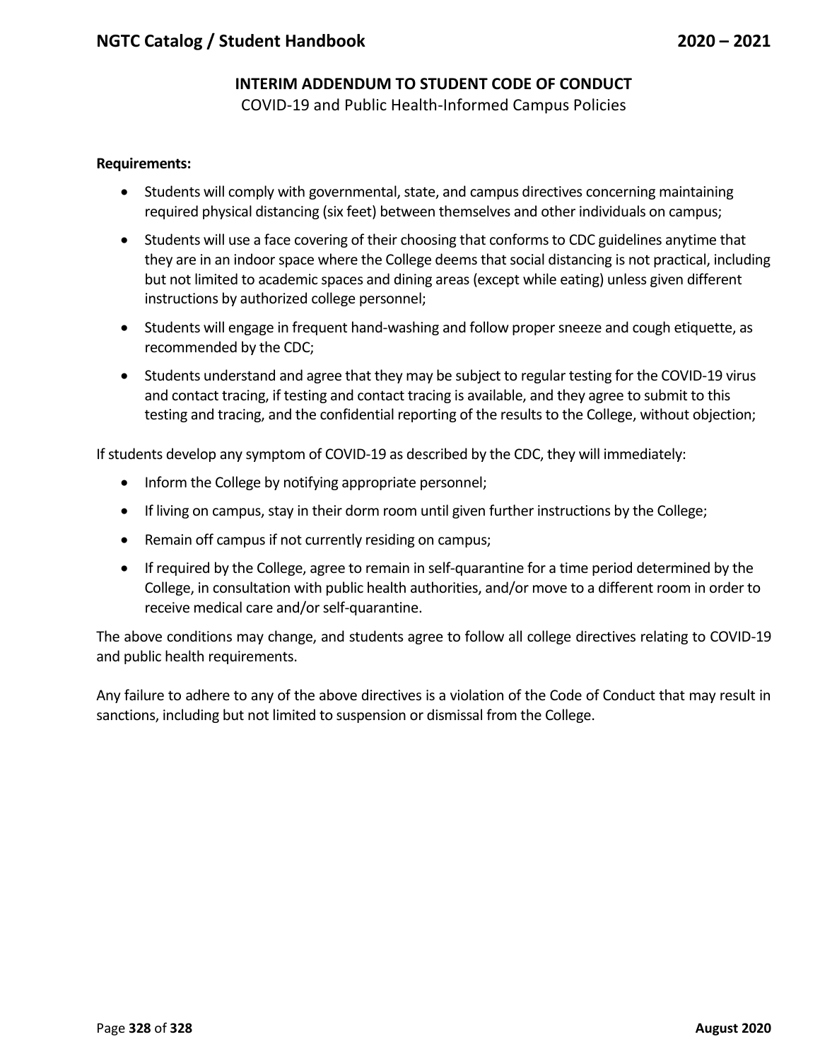## INTERIM ADDENDUM TO STUDENT CODE OF CONDUCT

COVID-19 and Public Health-Informed Campus Policies

**Requirements:**

- Students will comply with governmental, state, and campus directives concerning maintaining required physical distancing (six feet) between themselves and other individuals on campus;
- Students will use a face covering of their choosing that conforms to CDC guidelines anytime that they are in an indoor space where the College deems that social distancing is not practical, including but not limited to academic spaces and dining areas (except while eating) unless given different instructions by authorized college personnel;
- Students will engage in frequent hand-washing and follow proper sneeze and cough etiquette, as recommended by the CDC;
- Students understand and agree that they may be subject to regular testing for the COVID-19 virus and contact tracing, if testing and contact tracing is available, and they agree to submit to this testing and tracing, and the confidential reporting of the results to the College, without objection;

If students develop any symptom of COVID-19 as described by the CDC, they will immediately:

- Inform the College by notifying appropriate personnel;
- If living on campus, stay in their dorm room until given further instructions by the College;
- Remain off campus if not currently residing on campus;
- If required by the College, agree to remain in self-quarantine for a time period determined by the College, in consultation with public health authorities, and/or move to a different room in order to receive medical care and/or self-quarantine.

The above conditions may change, and students agree to follow all college directives relating to COVID-19 and public health requirements.

Any failure to adhere to any of the above directives is a violation of the Code of Conduct that may result in sanctions, including but not limited to suspension or dismissal from the College.